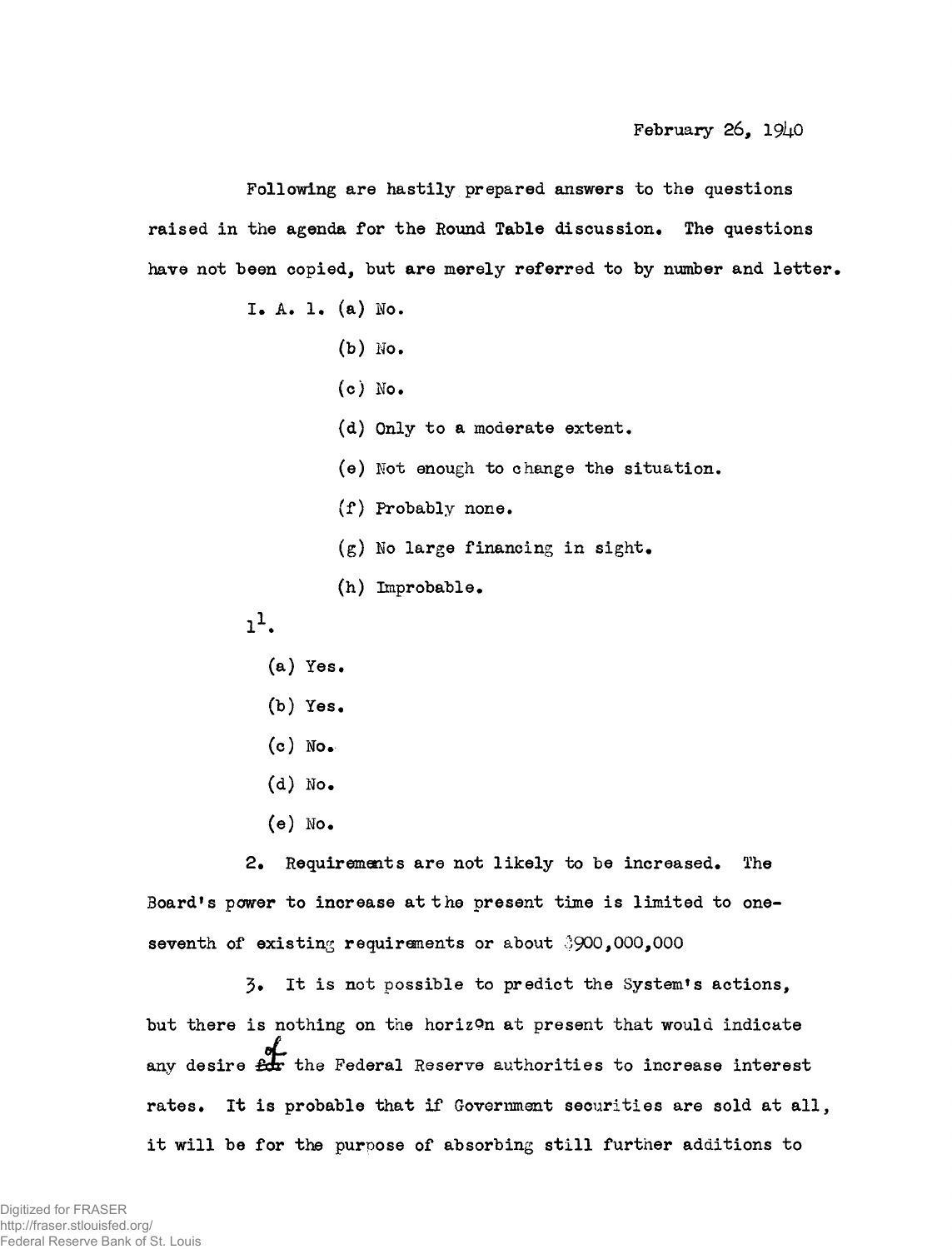February 26, 1940

Following are hastily prepared answers to the questions raised in the agenda for the Round Table discussion. The questions have not been copied, but are merely referred to by number and letter.

I. A. 1. (a) No.

(b) No.

(c) No.

(d) Only to a moderate extent.

(e) Not enough to change the situation.

(f) Probably none.

(g) No large financing in sight.

(h) Improbable.

1[1].

(a) Yes.

(b) Yes.

(c) No.

(d) No.

(e) No.

2. Requirements are not likely to be increased. The Board's power to increase at the present time is limited to one-seventh of existing requirements or about $900,000,000

3. It is not possible to predict the System's actions, but there is nothing on the horizon at present that would indicate any desire of the Federal Reserve authorities to increase interest rates. It is probable that if Government securities are sold at all, it will be for the purpose of absorbing still further additions to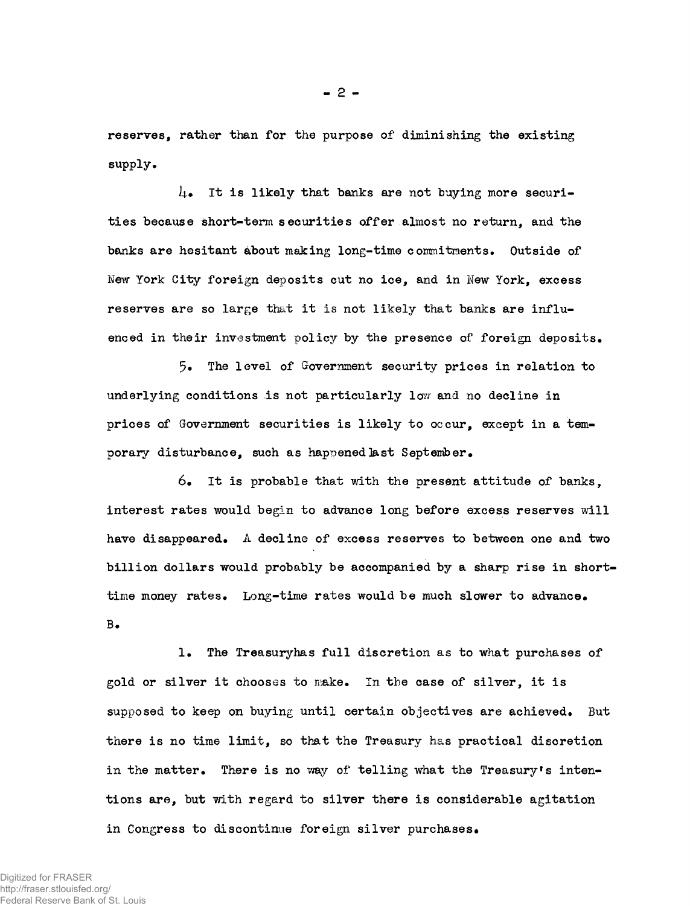reserves, rather than for the purpose of diminishing the existing supply.

4. It is likely that banks are not buying more securities because short-term securities offer almost no return, and the banks are hesitant about making long-time commitments. Outside of New York City foreign deposits cut no ice, and in New York, excess reserves are so large that it is not likely that banks are influenced in their investment policy by the presence of foreign deposits.

5. The level of Government security prices in relation to underlying conditions is not particularly low and no decline in prices of Government securities is likely to occur, except in a temporary disturbance, such as happened last September.

6. It is probable that with the present attitude of banks, interest rates would begin to advance long before excess reserves will have disappeared. A decline of excess reserves to between one and two billion dollars would probably be accompanied by a sharp rise in short-time money rates. Long-time rates would be much slower to advance.

B.

1. The Treasury has full discretion as to what purchases of gold or silver it chooses to make. In the case of silver, it is supposed to keep on buying until certain objectives are achieved. But there is no time limit, so that the Treasury has practical discretion in the matter. There is no way of telling what the Treasury's intentions are, but with regard to silver there is considerable agitation in Congress to discontinue foreign silver purchases.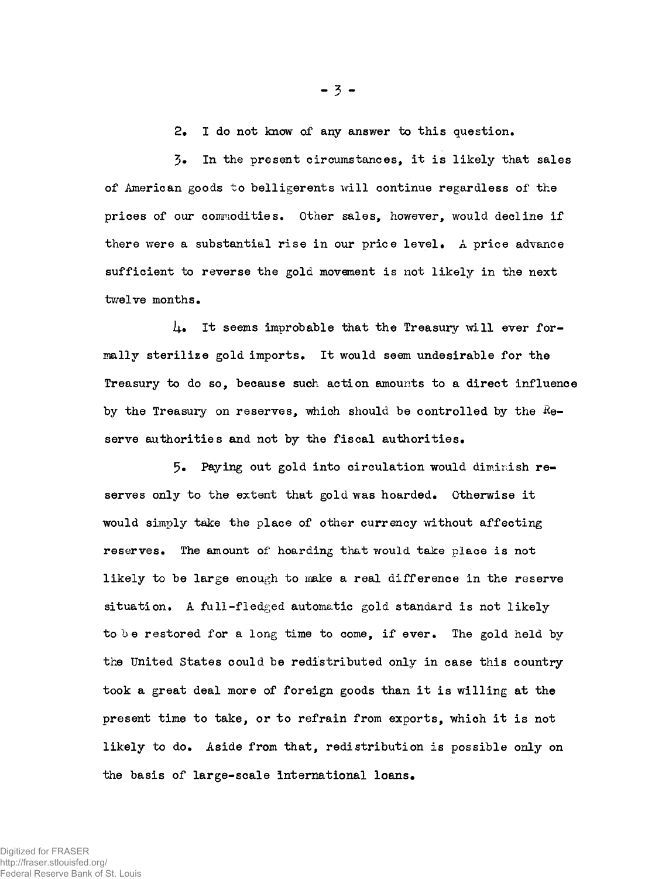2. I do not know of any answer to this question.

3. In the present circumstances, it is likely that sales of American goods to belligerents will continue regardless of the prices of our commodities. Other sales, however, would decline if there were a substantial rise in our price level. A price advance sufficient to reverse the gold movement is not likely in the next twelve months.

4. It seems improbable that the Treasury will ever formally sterilize gold imports. It would seem undesirable for the Treasury to do so, because such action amounts to a direct influence by the Treasury on reserves, which should be controlled by the Reserve authorities and not by the fiscal authorities.

5. Paying out gold into circulation would diminish reserves only to the extent that gold was hoarded. Otherwise it would simply take the place of other currency without affecting reserves. The amount of hoarding that would take place is not likely to be large enough to make a real difference in the reserve situation. A full-fledged automatic gold standard is not likely to be restored for a long time to come, if ever. The gold held by the United States could be redistributed only in case this country took a great deal more of foreign goods than it is willing at the present time to take, or to refrain from exports, which it is not likely to do. Aside from that, redistribution is possible only on the basis of large-scale international loans.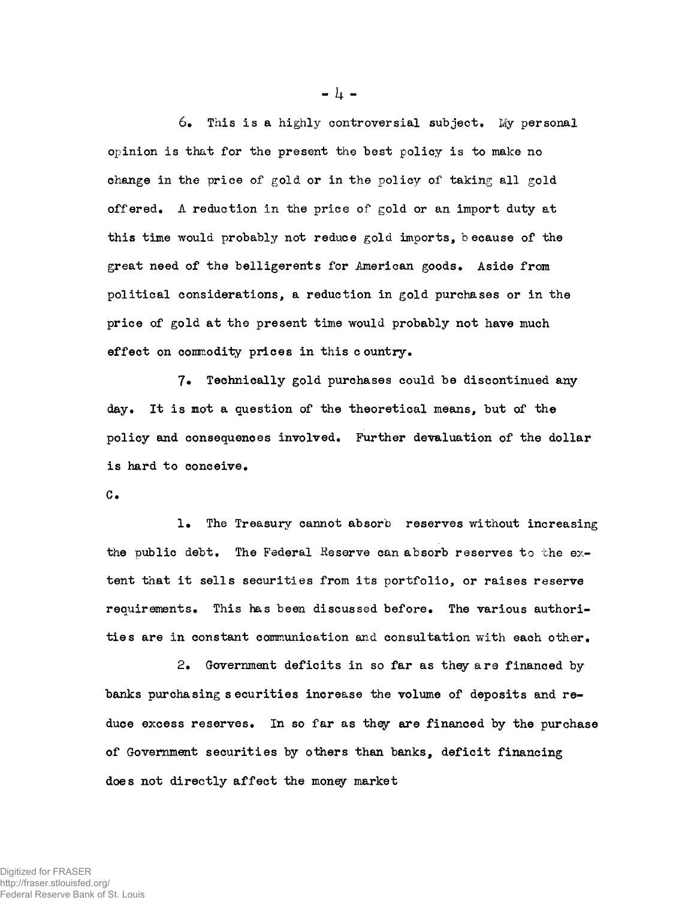6. This is a highly controversial subject. My personal opinion is that for the present the best policy is to make no change in the price of gold or in the policy of taking all gold offered. A reduction in the price of gold or an import duty at this time would probably not reduce gold imports, because of the great need of the belligerents for American goods. Aside from political considerations, a reduction in gold purchases or in the price of gold at the present time would probably not have much effect on commodity prices in this country.

7. Technically gold purchases could be discontinued any day. It is mot a question of the theoretical means, but of the policy and consequences involved. Further devaluation of the dollar is hard to conceive.

C.

1. The Treasury cannot absorb reserves without increasing the public debt. The Federal Reserve can absorb reserves to the extent that it sells securities from its portfolio, or raises reserve requirements. This has been discussed before. The various authorities are in constant communication and consultation with each other.

2. Government deficits in so far as they are financed by banks purchasing securities increase the volume of deposits and reduce excess reserves. In so far as they are financed by the purchase of Government securities by others than banks, deficit financing does not directly affect the money market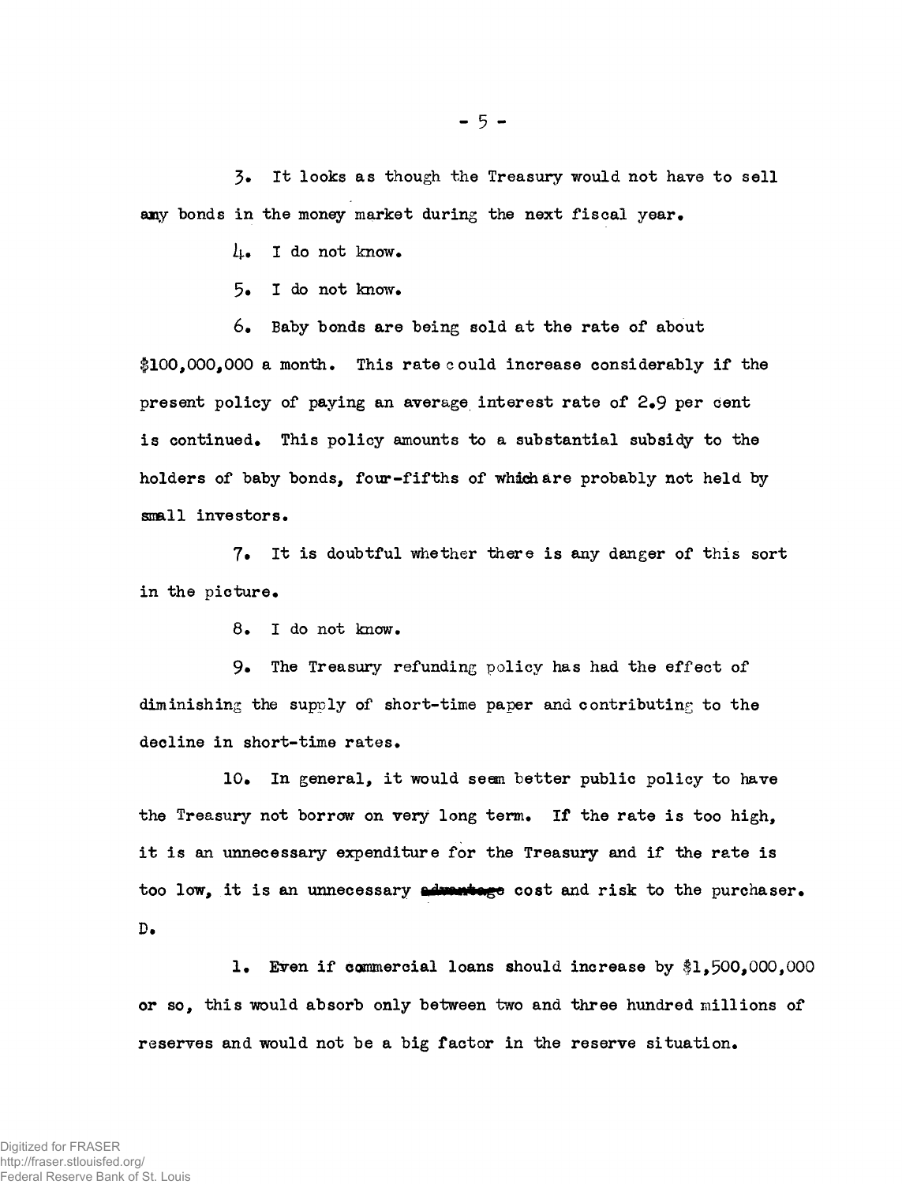3. It looks as though the Treasury would not have to sell any bonds in the money market during the next fiscal year.

4. I do not know.

5. I do not know.

6. Baby bonds are being sold at the rate of about $100,000,000 a month. This rate could increase considerably if the present policy of paying an average interest rate of 2.9 per cent is continued. This policy amounts to a substantial subsidy to the holders of baby bonds, four-fifths of which are probably not held by small investors.

7. It is doubtful whether there is any danger of this sort in the picture.

8. I do not know.

9. The Treasury refunding policy has had the effect of diminishing the supply of short-time paper and contributing to the decline in short-time rates.

10. In general, it would seem better public policy to have the Treasury not borrow on very long term. If the rate is too high, it is an unnecessary expenditure for the Treasury and if the rate is too low, it is an unnecessary ~~advantage~~ cost and risk to the purchaser.

D.

1. Even if commercial loans should increase by $1,500,000,000 or so, this would absorb only between two and three hundred millions of reserves and would not be a big factor in the reserve situation.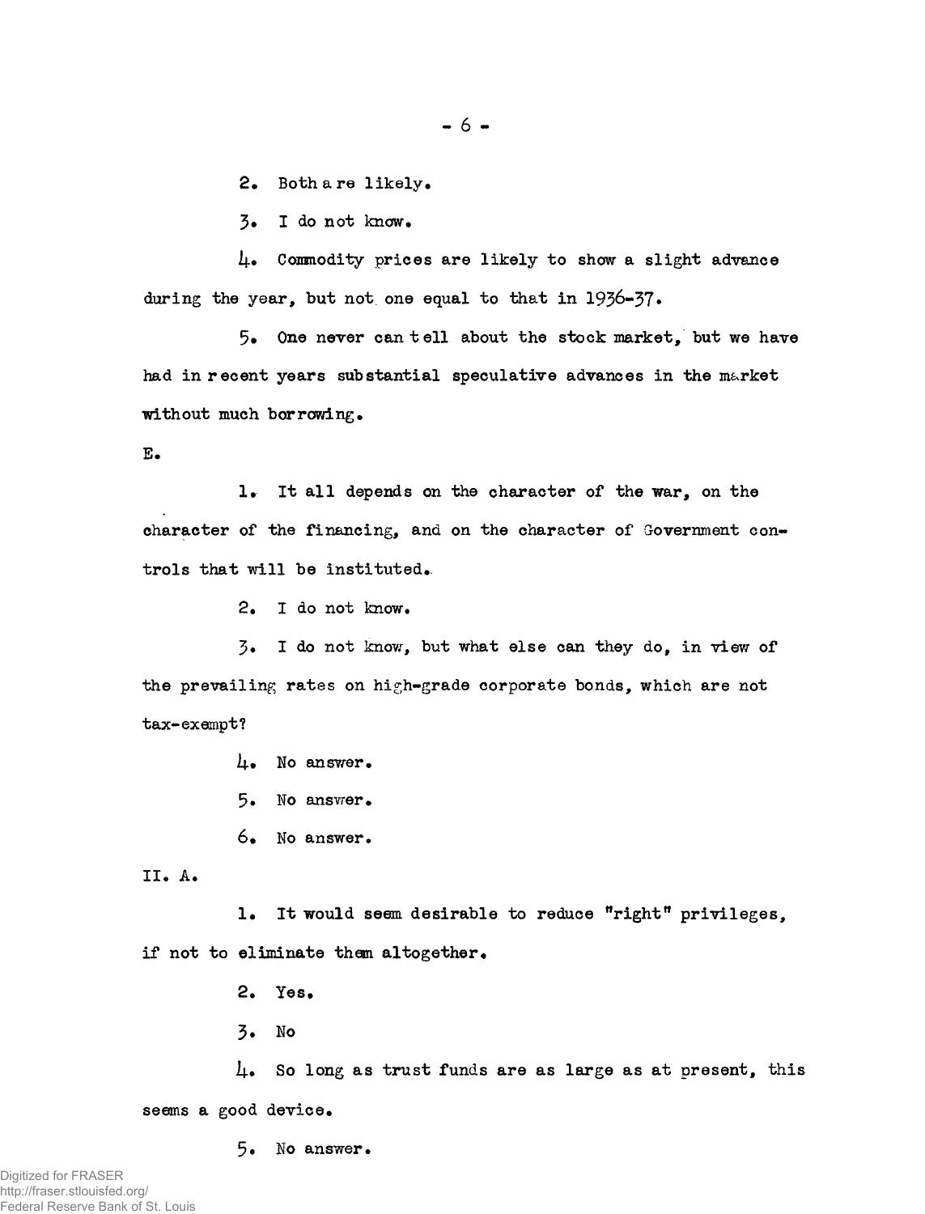2. Both are likely.

3. I do not know.

4. Commodity prices are likely to show a slight advance during the year, but not one equal to that in 1936-37.

5. One never can tell about the stock market, but we have had in recent years substantial speculative advances in the market without much borrowing.

E.

1. It all depends on the character of the war, on the character of the financing, and on the character of Government controls that will be instituted.

2. I do not know.

3. I do not know, but what else can they do, in view of the prevailing rates on high-grade corporate bonds, which are not tax-exempt?

4. No answer.

5. No answer.

6. No answer.

II. A.

1. It would seem desirable to reduce "right" privileges, if not to eliminate them altogether.

2. Yes.

3. No

4. So long as trust funds are as large as at present, this seems a good device.

5. No answer.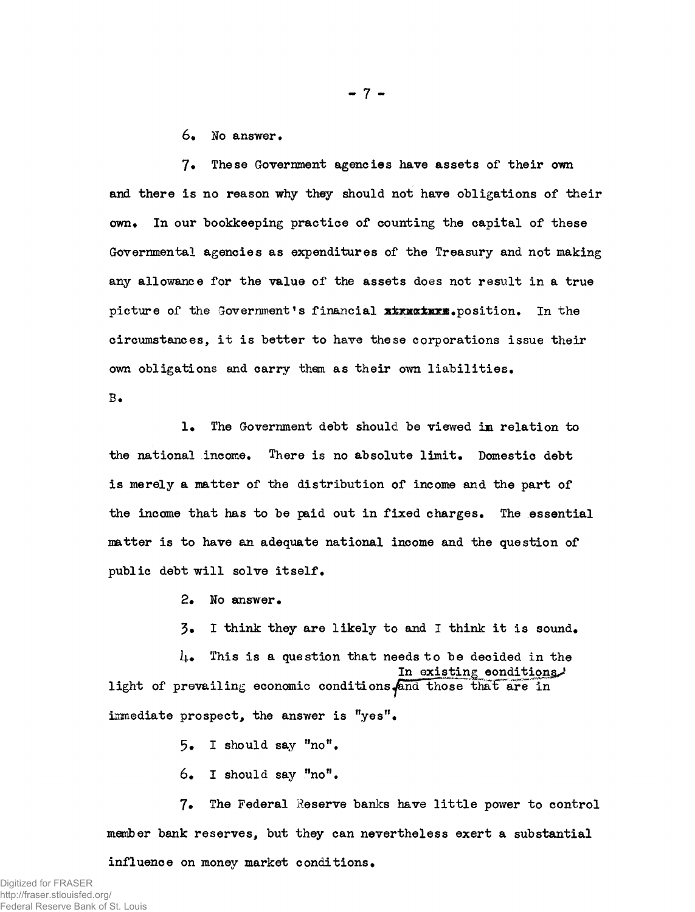6. No answer.

7. These Government agencies have assets of their own and there is no reason why they should not have obligations of their own. In our bookkeeping practice of counting the capital of these Governmental agencies as expenditures of the Treasury and not making any allowance for the value of the assets does not result in a true picture of the Government's financial ~~structure~~ position. In the circumstances, it is better to have these corporations issue their own obligations and carry them as their own liabilities.

B.

1. The Government debt should be viewed in relation to the national income. There is no absolute limit. Domestic debt is merely a matter of the distribution of income and the part of the income that has to be paid out in fixed charges. The essential matter is to have an adequate national income and the question of public debt will solve itself.

2. No answer.

3. I think they are likely to and I think it is sound.

4. This is a question that needs to be decided in the light of prevailing economic conditions. In existing conditions and those that are in immediate prospect, the answer is "yes".

5. I should say "no".

6. I should say "no".

7. The Federal Reserve banks have little power to control member bank reserves, but they can nevertheless exert a substantial influence on money market conditions.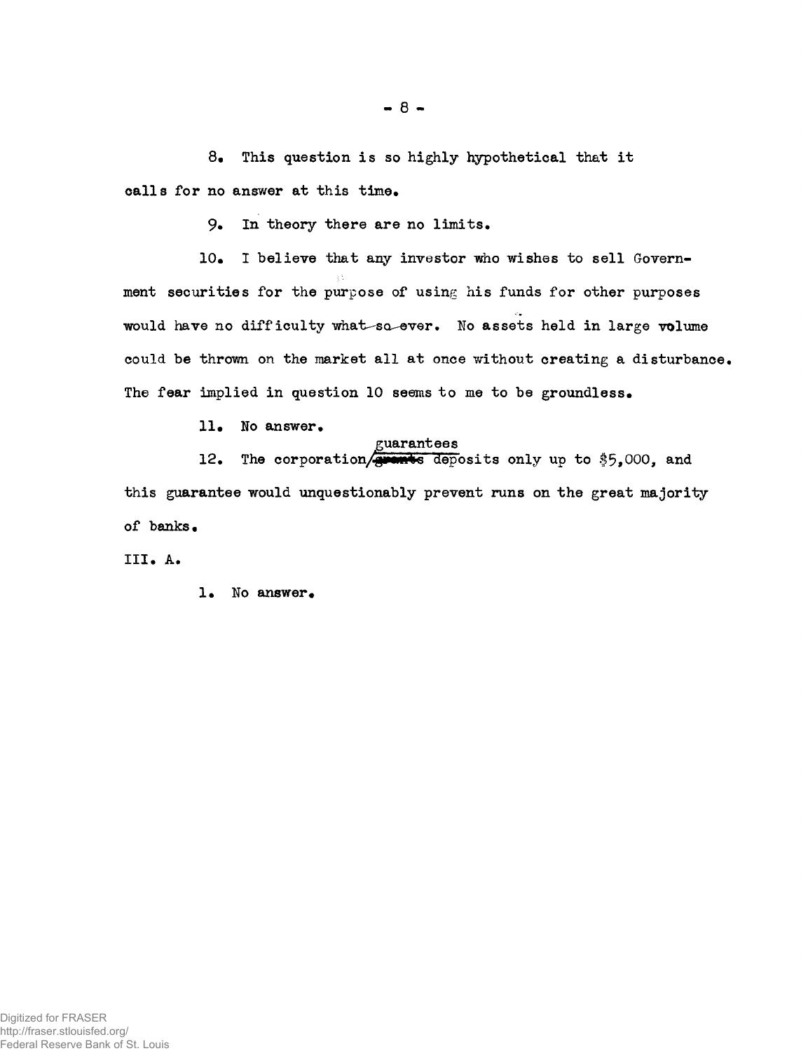8. This question is so highly hypothetical that it calls for no answer at this time.

9. In theory there are no limits.

10. I believe that any investor who wishes to sell Government securities for the purpose of using his funds for other purposes would have no difficulty whatsoever. No assets held in large volume could be thrown on the market all at once without creating a disturbance. The fear implied in question 10 seems to me to be groundless.

11. No answer.

12. The corporation guarantees deposits only up to $5,000, and this guarantee would unquestionably prevent runs on the great majority of banks.

III. A.

1. No answer.